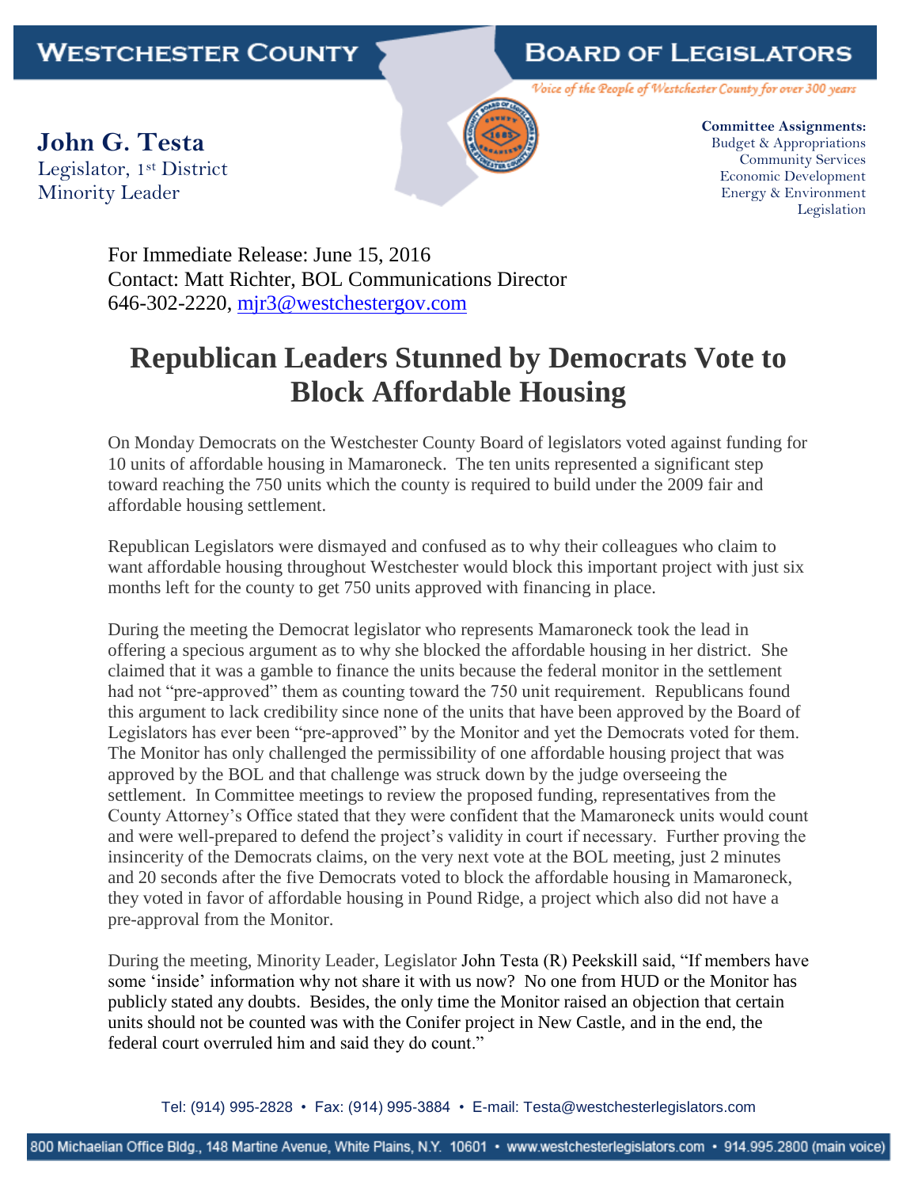WESTCHESTER COUNTY

BOARD OF LEGISLATORS

*Voice of the People of Westchester County for over 300 years*

**John G. Testa**
Legislator, 1st District
Minority Leader

**Committee Assignments:**
Budget & Appropriations
Community Services
Economic Development
Energy & Environment
Legislation

For Immediate Release: June 15, 2016
Contact: Matt Richter, BOL Communications Director
646-302-2220, mjr3@westchestergov.com

# Republican Leaders Stunned by Democrats Vote to Block Affordable Housing

On Monday Democrats on the Westchester County Board of legislators voted against funding for 10 units of affordable housing in Mamaroneck. The ten units represented a significant step toward reaching the 750 units which the county is required to build under the 2009 fair and affordable housing settlement.

Republican Legislators were dismayed and confused as to why their colleagues who claim to want affordable housing throughout Westchester would block this important project with just six months left for the county to get 750 units approved with financing in place.

During the meeting the Democrat legislator who represents Mamaroneck took the lead in offering a specious argument as to why she blocked the affordable housing in her district. She claimed that it was a gamble to finance the units because the federal monitor in the settlement had not "pre-approved" them as counting toward the 750 unit requirement. Republicans found this argument to lack credibility since none of the units that have been approved by the Board of Legislators has ever been "pre-approved" by the Monitor and yet the Democrats voted for them. The Monitor has only challenged the permissibility of one affordable housing project that was approved by the BOL and that challenge was struck down by the judge overseeing the settlement. In Committee meetings to review the proposed funding, representatives from the County Attorney's Office stated that they were confident that the Mamaroneck units would count and were well-prepared to defend the project's validity in court if necessary. Further proving the insincerity of the Democrats claims, on the very next vote at the BOL meeting, just 2 minutes and 20 seconds after the five Democrats voted to block the affordable housing in Mamaroneck, they voted in favor of affordable housing in Pound Ridge, a project which also did not have a pre-approval from the Monitor.

During the meeting, Minority Leader, Legislator John Testa (R) Peekskill said, "If members have some 'inside' information why not share it with us now? No one from HUD or the Monitor has publicly stated any doubts. Besides, the only time the Monitor raised an objection that certain units should not be counted was with the Conifer project in New Castle, and in the end, the federal court overruled him and said they do count."

Tel: (914) 995-2828 • Fax: (914) 995-3884 • E-mail: Testa@westchesterlegislators.com

800 Michaelian Office Bldg., 148 Martine Avenue, White Plains, N.Y. 10601 • www.westchesterlegislators.com • 914.995.2800 (main voice)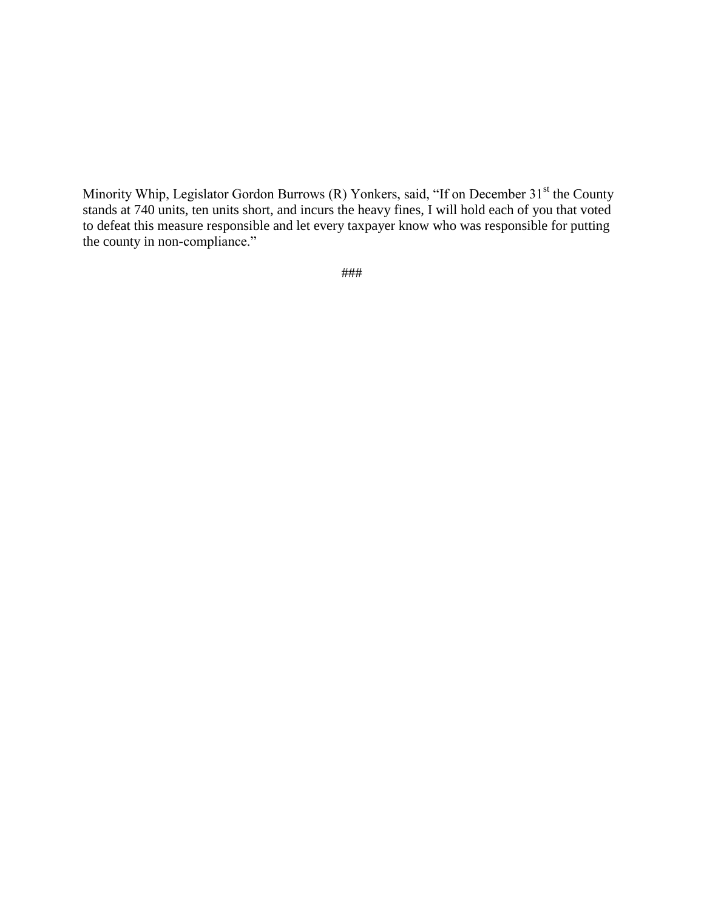Minority Whip, Legislator Gordon Burrows (R) Yonkers, said, "If on December 31st the County stands at 740 units, ten units short, and incurs the heavy fines, I will hold each of you that voted to defeat this measure responsible and let every taxpayer know who was responsible for putting the county in non-compliance."

###